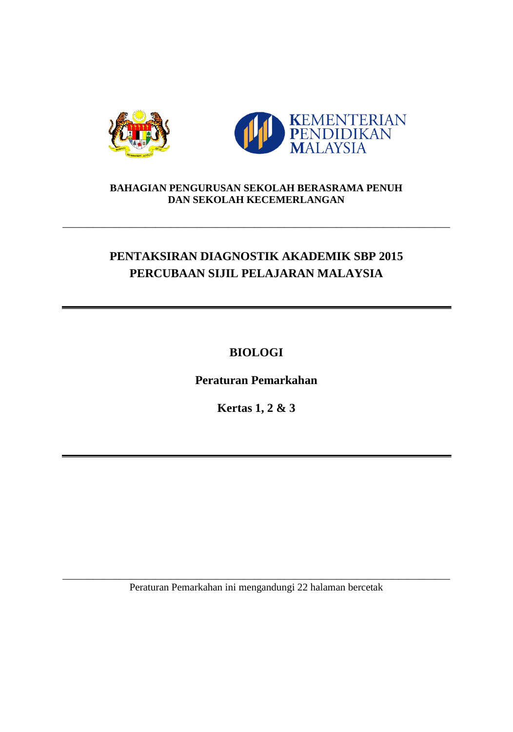KEMENTERIAN PENDIDIKAN MALAYSIA

**BAHAGIAN PENGURUSAN SEKOLAH BERASRAMA PENUH DAN SEKOLAH KECEMERLANGAN**

---

# PENTAKSIRAN DIAGNOSTIK AKADEMIK SBP 2015
# PERCUBAAN SIJIL PELAJARAN MALAYSIA

---

## BIOLOGI

**Peraturan Pemarkahan**

**Kertas 1, 2 & 3**

---

Peraturan Pemarkahan ini mengandungi 22 halaman bercetak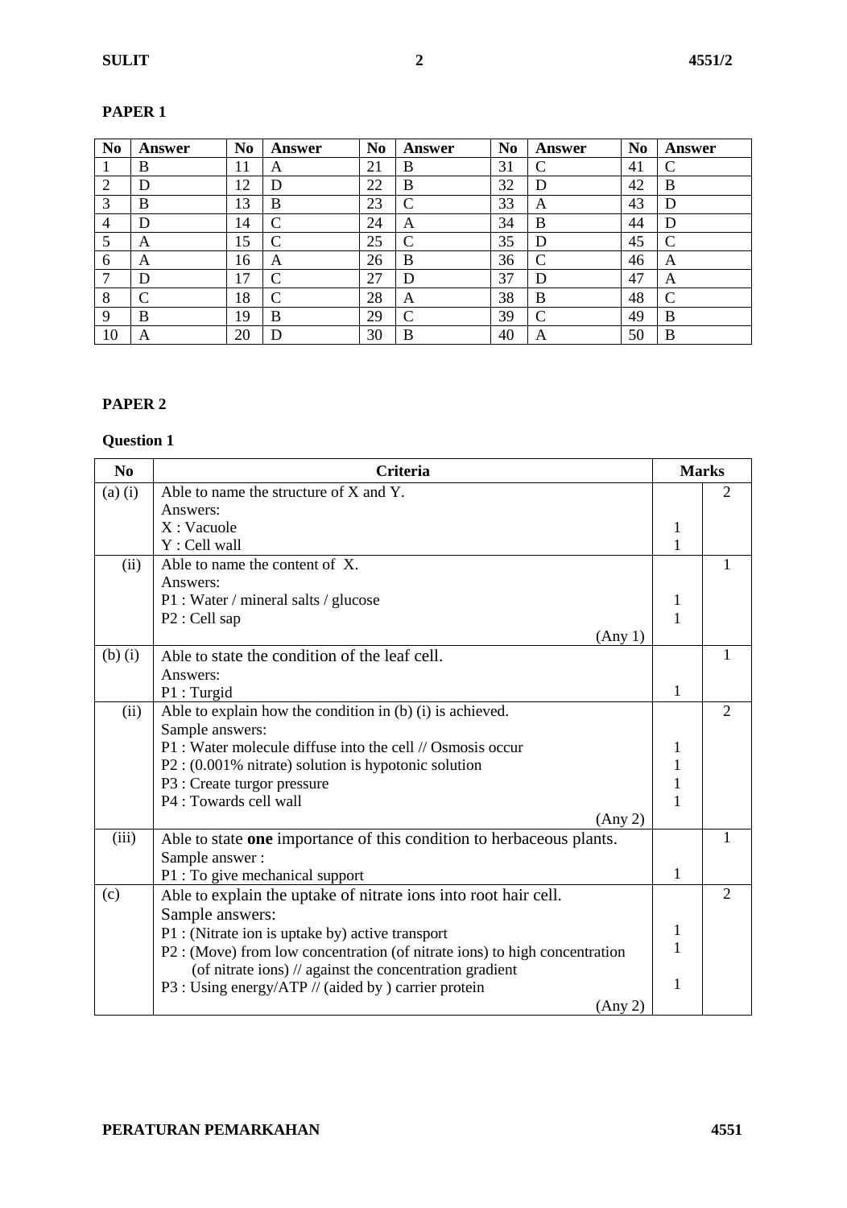## PAPER 1

| No | Answer | No | Answer | No | Answer | No | Answer | No | Answer |
|---|---|---|---|---|---|---|---|---|---|
| 1 | B | 11 | A | 21 | B | 31 | C | 41 | C |
| 2 | D | 12 | D | 22 | B | 32 | D | 42 | B |
| 3 | B | 13 | B | 23 | C | 33 | A | 43 | D |
| 4 | D | 14 | C | 24 | A | 34 | B | 44 | D |
| 5 | A | 15 | C | 25 | C | 35 | D | 45 | C |
| 6 | A | 16 | A | 26 | B | 36 | C | 46 | A |
| 7 | D | 17 | C | 27 | D | 37 | D | 47 | A |
| 8 | C | 18 | C | 28 | A | 38 | B | 48 | C |
| 9 | B | 19 | B | 29 | C | 39 | C | 49 | B |
| 10 | A | 20 | D | 30 | B | 40 | A | 50 | B |

## PAPER 2

### Question 1

| No | Criteria | Marks | |
|---|---|---|---|
| (a) (i) | Able to name the structure of X and Y.<br>Answers:<br>X : Vacuole<br>Y : Cell wall | <br><br>1<br>1 | 2 |
| (ii) | Able to name the content of X.<br>Answers:<br>P1 : Water / mineral salts / glucose<br>P2 : Cell sap<br>(Any 1) | <br><br>1<br>1 | 1 |
| (b) (i) | Able to state the condition of the leaf cell.<br>Answers:<br>P1 : Turgid | <br><br>1 | 1 |
| (ii) | Able to explain how the condition in (b) (i) is achieved.<br>Sample answers:<br>P1 : Water molecule diffuse into the cell // Osmosis occur<br>P2 : (0.001% nitrate) solution is hypotonic solution<br>P3 : Create turgor pressure<br>P4 : Towards cell wall<br>(Any 2) | <br><br>1<br>1<br>1<br>1 | 2 |
| (iii) | Able to state **one** importance of this condition to herbaceous plants.<br>Sample answer :<br>P1 : To give mechanical support | <br><br>1 | 1 |
| (c) | Able to explain the uptake of nitrate ions into root hair cell.<br>Sample answers:<br>P1 : (Nitrate ion is uptake by) active transport<br>P2 : (Move) from low concentration (of nitrate ions) to high concentration (of nitrate ions) // against the concentration gradient<br>P3 : Using energy/ATP // (aided by ) carrier protein<br>(Any 2) | <br><br>1<br>1<br><br>1 | 2 |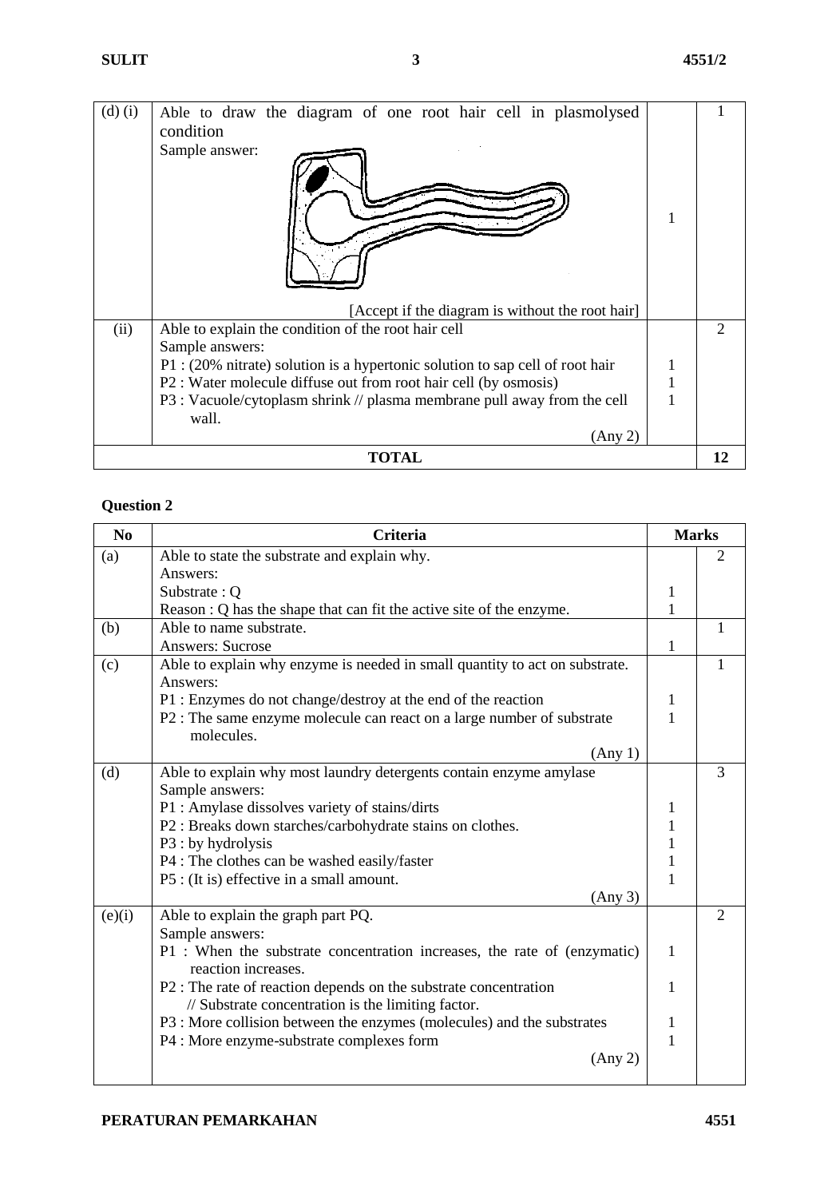| | | | |
|---|---|---|---|
| (d) (i) | Able to draw the diagram of one root hair cell in plasmolysed condition<br>Sample answer:<br><br>[Accept if the diagram is without the root hair] | 1 | 1 |
| (ii) | Able to explain the condition of the root hair cell<br>Sample answers:<br>P1 : (20% nitrate) solution is a hypertonic solution to sap cell of root hair<br>P2 : Water molecule diffuse out from root hair cell (by osmosis)<br>P3 : Vacuole/cytoplasm shrink // plasma membrane pull away from the cell wall.<br>(Any 2) | <br><br>1<br>1<br>1 | 2 |
| **TOTAL** | | | **12** |

**Question 2**

| No | Criteria | Marks | |
|---|---|---|---|
| (a) | Able to state the substrate and explain why.<br>Answers:<br>Substrate : Q<br>Reason : Q has the shape that can fit the active site of the enzyme. | <br><br>1<br>1 | 2 |
| (b) | Able to name substrate.<br>Answers: Sucrose | <br>1 | 1 |
| (c) | Able to explain why enzyme is needed in small quantity to act on substrate.<br>Answers:<br>P1 : Enzymes do not change/destroy at the end of the reaction<br>P2 : The same enzyme molecule can react on a large number of substrate molecules.<br>(Any 1) | <br><br>1<br>1 | 1 |
| (d) | Able to explain why most laundry detergents contain enzyme amylase<br>Sample answers:<br>P1 : Amylase dissolves variety of stains/dirts<br>P2 : Breaks down starches/carbohydrate stains on clothes.<br>P3 : by hydrolysis<br>P4 : The clothes can be washed easily/faster<br>P5 : (It is) effective in a small amount.<br>(Any 3) | <br><br>1<br>1<br>1<br>1<br>1 | 3 |
| (e)(i) | Able to explain the graph part PQ.<br>Sample answers:<br>P1 : When the substrate concentration increases, the rate of (enzymatic) reaction increases.<br>P2 : The rate of reaction depends on the substrate concentration // Substrate concentration is the limiting factor.<br>P3 : More collision between the enzymes (molecules) and the substrates<br>P4 : More enzyme-substrate complexes form<br>(Any 2) | <br><br>1<br><br>1<br><br>1<br>1 | 2 |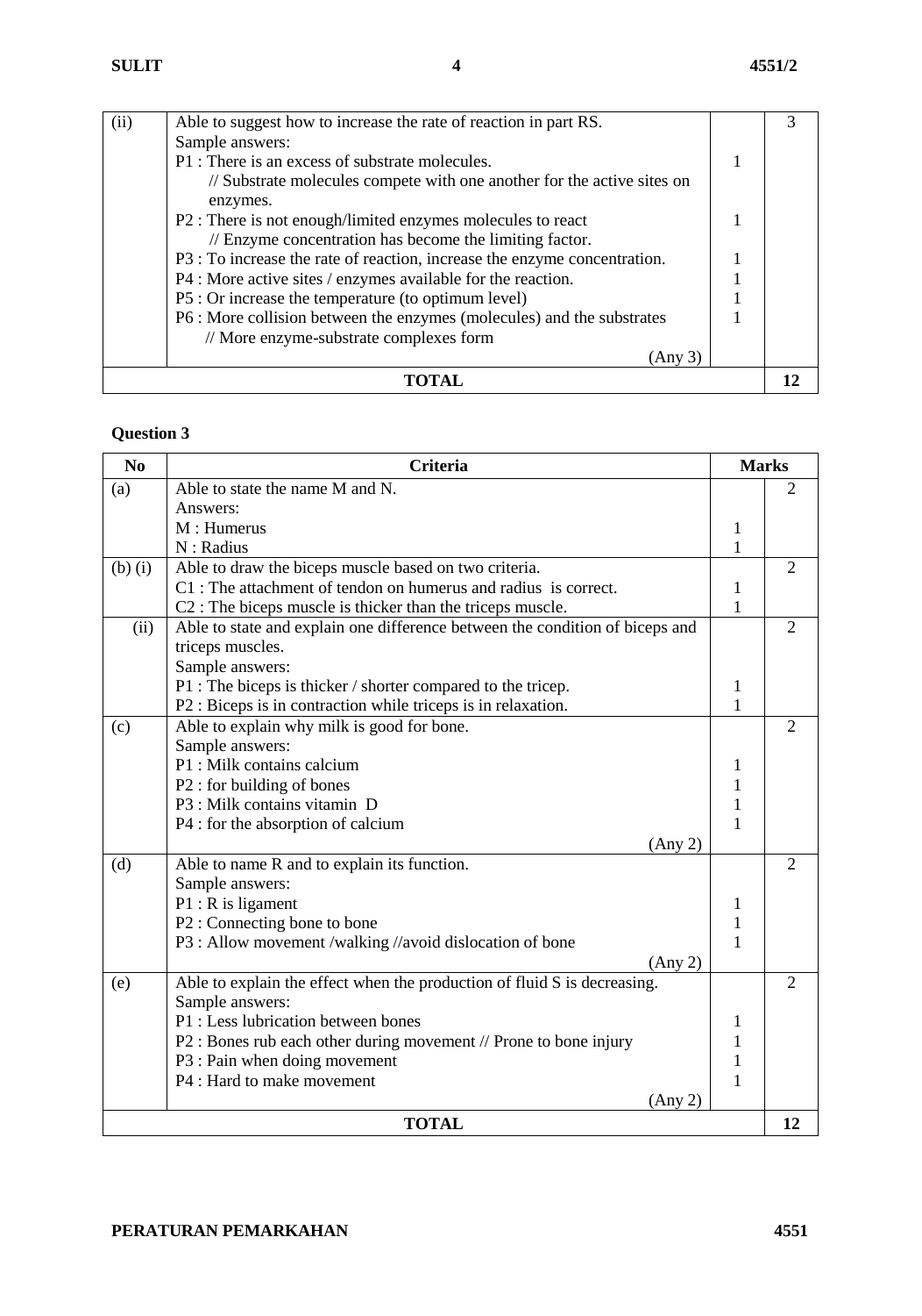| | | | |
|---|---|---|---|
| (ii) | Able to suggest how to increase the rate of reaction in part RS.<br>Sample answers:<br>P1 : There is an excess of substrate molecules.<br>// Substrate molecules compete with one another for the active sites on enzymes.<br>P2 : There is not enough/limited enzymes molecules to react<br>// Enzyme concentration has become the limiting factor.<br>P3 : To increase the rate of reaction, increase the enzyme concentration.<br>P4 : More active sites / enzymes available for the reaction.<br>P5 : Or increase the temperature (to optimum level)<br>P6 : More collision between the enzymes (molecules) and the substrates<br>// More enzyme-substrate complexes form<br>(Any 3) | <br><br>1<br><br><br>1<br><br>1<br>1<br>1<br>1 | 3 |
| **TOTAL** | | | **12** |

**Question 3**

| No | Criteria | Marks | |
|---|---|---|---|
| (a) | Able to state the name M and N.<br>Answers:<br>M : Humerus<br>N : Radius | <br><br>1<br>1 | 2 |
| (b) (i) | Able to draw the biceps muscle based on two criteria.<br>C1 : The attachment of tendon on humerus and radius is correct.<br>C2 : The biceps muscle is thicker than the triceps muscle. | <br>1<br>1 | 2 |
| (ii) | Able to state and explain one difference between the condition of biceps and triceps muscles.<br>Sample answers:<br>P1 : The biceps is thicker / shorter compared to the tricep.<br>P2 : Biceps is in contraction while triceps is in relaxation. | <br><br><br>1<br>1 | 2 |
| (c) | Able to explain why milk is good for bone.<br>Sample answers:<br>P1 : Milk contains calcium<br>P2 : for building of bones<br>P3 : Milk contains vitamin D<br>P4 : for the absorption of calcium<br>(Any 2) | <br><br>1<br>1<br>1<br>1 | 2 |
| (d) | Able to name R and to explain its function.<br>Sample answers:<br>P1 : R is ligament<br>P2 : Connecting bone to bone<br>P3 : Allow movement /walking //avoid dislocation of bone<br>(Any 2) | <br><br>1<br>1<br>1 | 2 |
| (e) | Able to explain the effect when the production of fluid S is decreasing.<br>Sample answers:<br>P1 : Less lubrication between bones<br>P2 : Bones rub each other during movement // Prone to bone injury<br>P3 : Pain when doing movement<br>P4 : Hard to make movement<br>(Any 2) | <br><br>1<br>1<br>1<br>1 | 2 |
| **TOTAL** | | | **12** |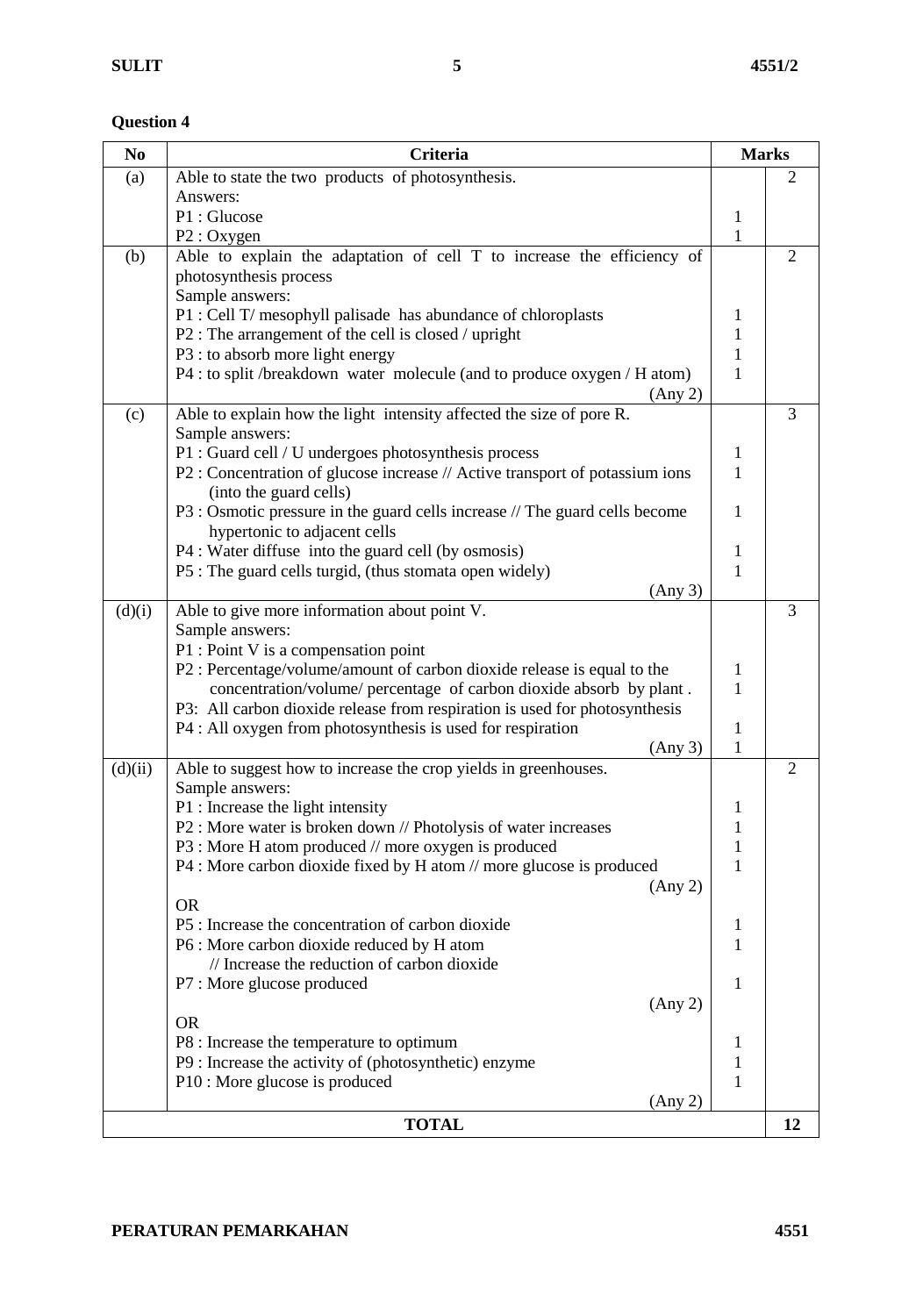## Question 4

| No | Criteria | Marks | |
|---|---|---|---|
| (a) | Able to state the two products of photosynthesis. | | 2 |
| | Answers: | | |
| | P1 : Glucose | 1 | |
| | P2 : Oxygen | 1 | |
| (b) | Able to explain the adaptation of cell T to increase the efficiency of photosynthesis process | | 2 |
| | Sample answers: | | |
| | P1 : Cell T/ mesophyll palisade has abundance of chloroplasts | 1 | |
| | P2 : The arrangement of the cell is closed / upright | 1 | |
| | P3 : to absorb more light energy | 1 | |
| | P4 : to split /breakdown water molecule (and to produce oxygen / H atom) | 1 | |
| | (Any 2) | | |
| (c) | Able to explain how the light intensity affected the size of pore R. | | 3 |
| | Sample answers: | | |
| | P1 : Guard cell / U undergoes photosynthesis process | 1 | |
| | P2 : Concentration of glucose increase // Active transport of potassium ions (into the guard cells) | 1 | |
| | P3 : Osmotic pressure in the guard cells increase // The guard cells become hypertonic to adjacent cells | 1 | |
| | P4 : Water diffuse into the guard cell (by osmosis) | 1 | |
| | P5 : The guard cells turgid, (thus stomata open widely) | 1 | |
| | (Any 3) | | |
| (d)(i) | Able to give more information about point V. | | 3 |
| | Sample answers: | | |
| | P1 : Point V is a compensation point | 1 | |
| | P2 : Percentage/volume/amount of carbon dioxide release is equal to the concentration/volume/ percentage of carbon dioxide absorb by plant . | 1 | |
| | P3: All carbon dioxide release from respiration is used for photosynthesis | 1 | |
| | P4 : All oxygen from photosynthesis is used for respiration | 1 | |
| | (Any 3) | | |
| (d)(ii) | Able to suggest how to increase the crop yields in greenhouses. | | 2 |
| | Sample answers: | | |
| | P1 : Increase the light intensity | 1 | |
| | P2 : More water is broken down // Photolysis of water increases | 1 | |
| | P3 : More H atom produced // more oxygen is produced | 1 | |
| | P4 : More carbon dioxide fixed by H atom // more glucose is produced | 1 | |
| | (Any 2) | | |
| | OR | | |
| | P5 : Increase the concentration of carbon dioxide | 1 | |
| | P6 : More carbon dioxide reduced by H atom // Increase the reduction of carbon dioxide | 1 | |
| | P7 : More glucose produced | 1 | |
| | (Any 2) | | |
| | OR | | |
| | P8 : Increase the temperature to optimum | 1 | |
| | P9 : Increase the activity of (photosynthetic) enzyme | 1 | |
| | P10 : More glucose is produced | 1 | |
| | (Any 2) | | |
| | **TOTAL** | | **12** |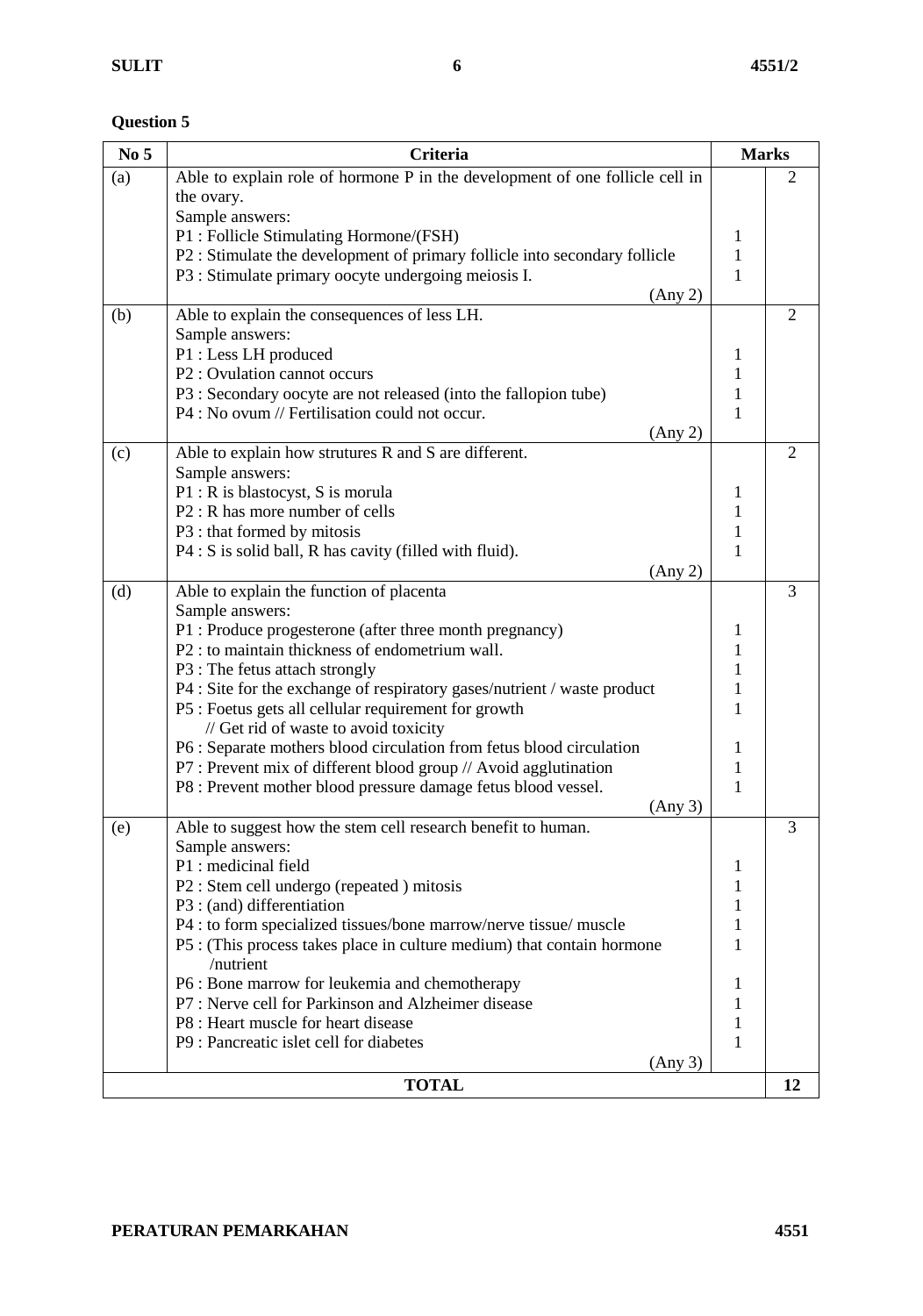**Question 5**

| No 5 | Criteria | Marks | |
|---|---|---|---|
| (a) | Able to explain role of hormone P in the development of one follicle cell in the ovary.<br>Sample answers:<br>P1 : Follicle Stimulating Hormone/(FSH)<br>P2 : Stimulate the development of primary follicle into secondary follicle<br>P3 : Stimulate primary oocyte undergoing meiosis I.<br>(Any 2) | <br><br><br>1<br>1<br>1 | 2 |
| (b) | Able to explain the consequences of less LH.<br>Sample answers:<br>P1 : Less LH produced<br>P2 : Ovulation cannot occurs<br>P3 : Secondary oocyte are not released (into the fallopion tube)<br>P4 : No ovum // Fertilisation could not occur.<br>(Any 2) | <br><br>1<br>1<br>1<br>1 | 2 |
| (c) | Able to explain how strutures R and S are different.<br>Sample answers:<br>P1 : R is blastocyst, S is morula<br>P2 : R has more number of cells<br>P3 : that formed by mitosis<br>P4 : S is solid ball, R has cavity (filled with fluid).<br>(Any 2) | <br><br>1<br>1<br>1<br>1 | 2 |
| (d) | Able to explain the function of placenta<br>Sample answers:<br>P1 : Produce progesterone (after three month pregnancy)<br>P2 : to maintain thickness of endometrium wall.<br>P3 : The fetus attach strongly<br>P4 : Site for the exchange of respiratory gases/nutrient / waste product<br>P5 : Foetus gets all cellular requirement for growth<br>// Get rid of waste to avoid toxicity<br>P6 : Separate mothers blood circulation from fetus blood circulation<br>P7 : Prevent mix of different blood group // Avoid agglutination<br>P8 : Prevent mother blood pressure damage fetus blood vessel.<br>(Any 3) | <br><br>1<br>1<br>1<br>1<br>1<br><br>1<br>1<br>1 | 3 |
| (e) | Able to suggest how the stem cell research benefit to human.<br>Sample answers:<br>P1 : medicinal field<br>P2 : Stem cell undergo (repeated ) mitosis<br>P3 : (and) differentiation<br>P4 : to form specialized tissues/bone marrow/nerve tissue/ muscle<br>P5 : (This process takes place in culture medium) that contain hormone /nutrient<br>P6 : Bone marrow for leukemia and chemotherapy<br>P7 : Nerve cell for Parkinson and Alzheimer disease<br>P8 : Heart muscle for heart disease<br>P9 : Pancreatic islet cell for diabetes<br>(Any 3) | <br><br>1<br>1<br>1<br>1<br>1<br>1<br>1<br>1<br>1 | 3 |
| **TOTAL** | | | **12** |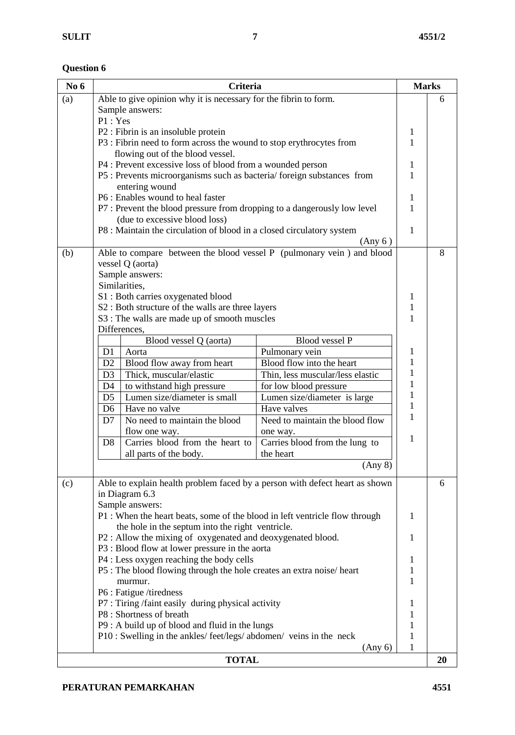**Question 6**

| No 6 | Criteria | Marks | |
|---|---|---|---|
| (a) | Able to give opinion why it is necessary for the fibrin to form.<br>Sample answers:<br>P1 : Yes<br>P2 : Fibrin is an insoluble protein<br>P3 : Fibrin need to form across the wound to stop erythrocytes from flowing out of the blood vessel.<br>P4 : Prevent excessive loss of blood from a wounded person<br>P5 : Prevents microorganisms such as bacteria/ foreign substances from entering wound<br>P6 : Enables wound to heal faster<br>P7 : Prevent the blood pressure from dropping to a dangerously low level (due to excessive blood loss)<br>P8 : Maintain the circulation of blood in a closed circulatory system<br>(Any 6 ) | 1<br>1<br><br>1<br>1<br><br>1<br>1<br><br>1 | 6 |
| (b) | Able to compare between the blood vessel P (pulmonary vein ) and blood vessel Q (aorta)<br>Sample answers:<br>Similarities,<br>S1 : Both carries oxygenated blood<br>S2 : Both structure of the walls are three layers<br>S3 : The walls are made up of smooth muscles<br>Differences, | 1<br>1<br>1 | 8 |

| | Blood vessel Q (aorta) | Blood vessel P | Marks |
|---|---|---|---|
| D1 | Aorta | Pulmonary vein | 1 |
| D2 | Blood flow away from heart | Blood flow into the heart | 1 |
| D3 | Thick, muscular/elastic | Thin, less muscular/less elastic | 1 |
| D4 | to withstand high pressure | for low blood pressure | 1 |
| D5 | Lumen size/diameter is small | Lumen size/diameter is large | 1 |
| D6 | Have no valve | Have valves | 1 |
| D7 | No need to maintain the blood flow one way. | Need to maintain the blood flow one way. | 1 |
| D8 | Carries blood from the heart to all parts of the body. | Carries blood from the lung to the heart | 1 |
| | | (Any 8) | |

| No 6 | Criteria | Marks | |
|---|---|---|---|
| (c) | Able to explain health problem faced by a person with defect heart as shown in Diagram 6.3<br>Sample answers:<br>P1 : When the heart beats, some of the blood in left ventricle flow through the hole in the septum into the right ventricle.<br>P2 : Allow the mixing of oxygenated and deoxygenated blood.<br>P3 : Blood flow at lower pressure in the aorta<br>P4 : Less oxygen reaching the body cells<br>P5 : The blood flowing through the hole creates an extra noise/ heart murmur.<br>P6 : Fatigue /tiredness<br>P7 : Tiring /faint easily during physical activity<br>P8 : Shortness of breath<br>P9 : A build up of blood and fluid in the lungs<br>P10 : Swelling in the ankles/ feet/legs/ abdomen/ veins in the neck<br>(Any 6) | 1<br><br>1<br><br>1<br>1<br>1<br><br>1<br>1<br>1<br>1<br>1 | 6 |
| **TOTAL** | | | **20** |

**PERATURAN PEMARKAHAN**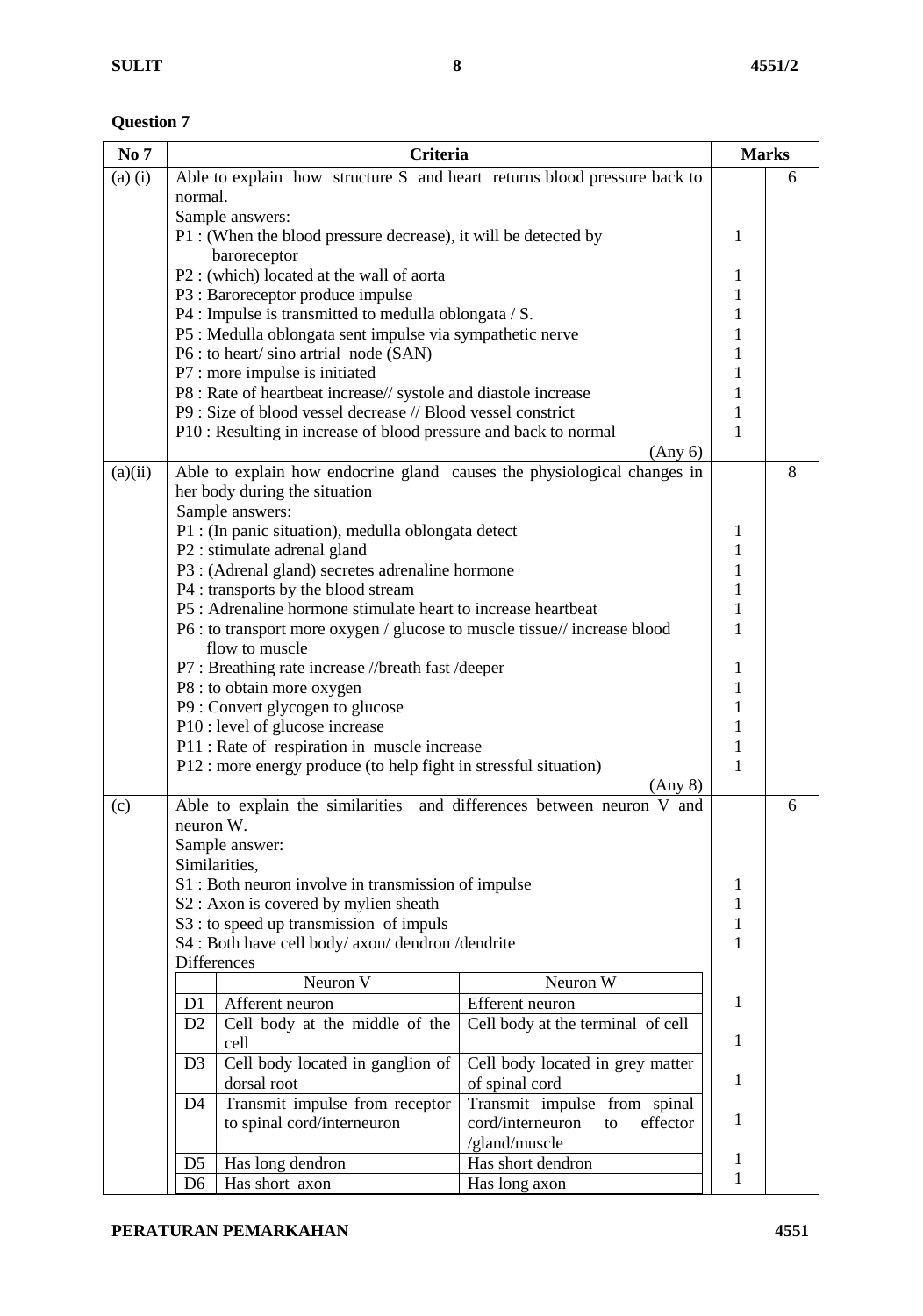## Question 7

| No 7 | Criteria | Marks | |
|---|---|---|---|
| (a) (i) | Able to explain how structure S and heart returns blood pressure back to normal. | | 6 |
| | Sample answers: | | |
| | P1 : (When the blood pressure decrease), it will be detected by baroreceptor | 1 | |
| | P2 : (which) located at the wall of aorta | 1 | |
| | P3 : Baroreceptor produce impulse | 1 | |
| | P4 : Impulse is transmitted to medulla oblongata / S. | 1 | |
| | P5 : Medulla oblongata sent impulse via sympathetic nerve | 1 | |
| | P6 : to heart/ sino artrial node (SAN) | 1 | |
| | P7 : more impulse is initiated | 1 | |
| | P8 : Rate of heartbeat increase// systole and diastole increase | 1 | |
| | P9 : Size of blood vessel decrease // Blood vessel constrict | 1 | |
| | P10 : Resulting in increase of blood pressure and back to normal | 1 | |
| | (Any 6) | | |
| (a)(ii) | Able to explain how endocrine gland causes the physiological changes in her body during the situation | | 8 |
| | Sample answers: | | |
| | P1 : (In panic situation), medulla oblongata detect | 1 | |
| | P2 : stimulate adrenal gland | 1 | |
| | P3 : (Adrenal gland) secretes adrenaline hormone | 1 | |
| | P4 : transports by the blood stream | 1 | |
| | P5 : Adrenaline hormone stimulate heart to increase heartbeat | 1 | |
| | P6 : to transport more oxygen / glucose to muscle tissue// increase blood flow to muscle | 1 | |
| | P7 : Breathing rate increase //breath fast /deeper | 1 | |
| | P8 : to obtain more oxygen | 1 | |
| | P9 : Convert glycogen to glucose | 1 | |
| | P10 : level of glucose increase | 1 | |
| | P11 : Rate of respiration in muscle increase | 1 | |
| | P12 : more energy produce (to help fight in stressful situation) | 1 | |
| | (Any 8) | | |
| (c) | Able to explain the similarities and differences between neuron V and neuron W. | | 6 |
| | Sample answer: | | |
| | Similarities, | | |
| | S1 : Both neuron involve in transmission of impulse | 1 | |
| | S2 : Axon is covered by mylien sheath | 1 | |
| | S3 : to speed up transmission of impuls | 1 | |
| | S4 : Both have cell body/ axon/ dendron /dendrite | 1 | |
| | Differences | | |

| | Neuron V | Neuron W | Marks |
|---|---|---|---|
| D1 | Afferent neuron | Efferent neuron | 1 |
| D2 | Cell body at the middle of the cell | Cell body at the terminal of cell | 1 |
| D3 | Cell body located in ganglion of dorsal root | Cell body located in grey matter of spinal cord | 1 |
| D4 | Transmit impulse from receptor to spinal cord/interneuron | Transmit impulse from spinal cord/interneuron to effector /gland/muscle | 1 |
| D5 | Has long dendron | Has short dendron | 1 |
| D6 | Has short axon | Has long axon | 1 |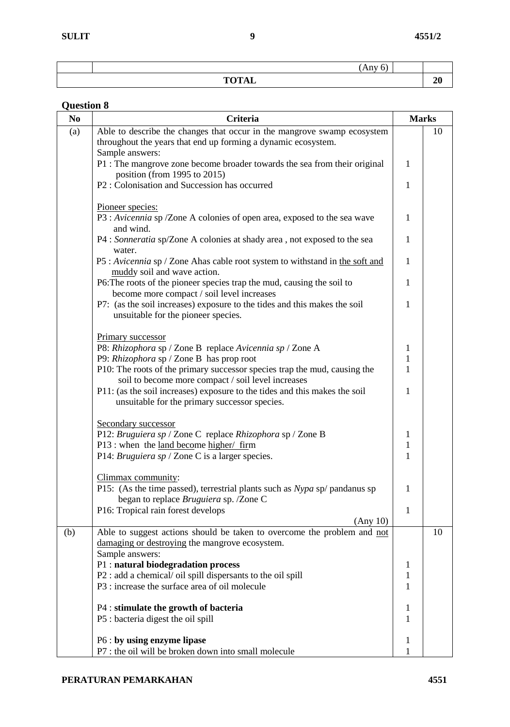|  | (Any 6) |  |  |
|---|---|---|---|
| **TOTAL** | | | **20** |

**Question 8**

| No | Criteria | Marks | |
|---|---|---|---|
| (a) | Able to describe the changes that occur in the mangrove swamp ecosystem throughout the years that end up forming a dynamic ecosystem.<br>Sample answers:<br>P1 : The mangrove zone become broader towards the sea from their original position (from 1995 to 2015)<br>P2 : Colonisation and Succession has occurred<br><br><u>Pioneer species:</u><br>P3 : *Avicennia* sp /Zone A colonies of open area, exposed to the sea wave and wind.<br>P4 : *Sonneratia* sp/Zone A colonies at shady area , not exposed to the sea water.<br>P5 : *Avicennia* sp / Zone Ahas cable root system to withstand in <u>the soft and muddy</u> soil and wave action.<br>P6:The roots of the pioneer species trap the mud, causing the soil to become more compact / soil level increases<br>P7: (as the soil increases) exposure to the tides and this makes the soil unsuitable for the pioneer species.<br><br><u>Primary successor</u><br>P8: *Rhizophora* sp / Zone B replace *Avicennia sp* / Zone A<br>P9: *Rhizophora* sp / Zone B has prop root<br>P10: The roots of the primary successor species trap the mud, causing the soil to become more compact / soil level increases<br>P11: (as the soil increases) exposure to the tides and this makes the soil unsuitable for the primary successor species.<br><br><u>Secondary successor</u><br>P12: *Bruguiera sp* / Zone C replace *Rhizophora* sp / Zone B<br>P13 : when the <u>land beco</u>me <u>higher/ firm</u><br>P14: *Bruguiera sp* / Zone C is a larger species.<br><br><u>Climmax community</u>:<br>P15: (As the time passed), terrestrial plants such as *Nypa* sp/ pandanus sp began to replace *Bruguiera* sp. /Zone C<br>P16: Tropical rain forest develops<br>(Any 10) | <br><br><br>1<br><br>1<br><br><br>1<br><br>1<br><br>1<br><br>1<br><br>1<br><br><br><br>1<br>1<br>1<br><br>1<br><br><br><br>1<br>1<br>1<br><br><br>1<br><br>1 | 10 |
| (b) | Able to suggest actions should be taken to overcome the problem and <u>not damaging or destroying</u> the mangrove ecosystem.<br>Sample answers:<br>P1 : **natural biodegradation process**<br>P2 : add a chemical/ oil spill dispersants to the oil spill<br>P3 : increase the surface area of oil molecule<br><br>P4 : **stimulate the growth of bacteria**<br>P5 : bacteria digest the oil spill<br><br>P6 : **by using enzyme lipase**<br>P7 : the oil will be broken down into small molecule | <br><br><br>1<br>1<br>1<br><br>1<br>1<br><br>1<br>1 | 10 |

**PERATURAN PEMARKAHAN**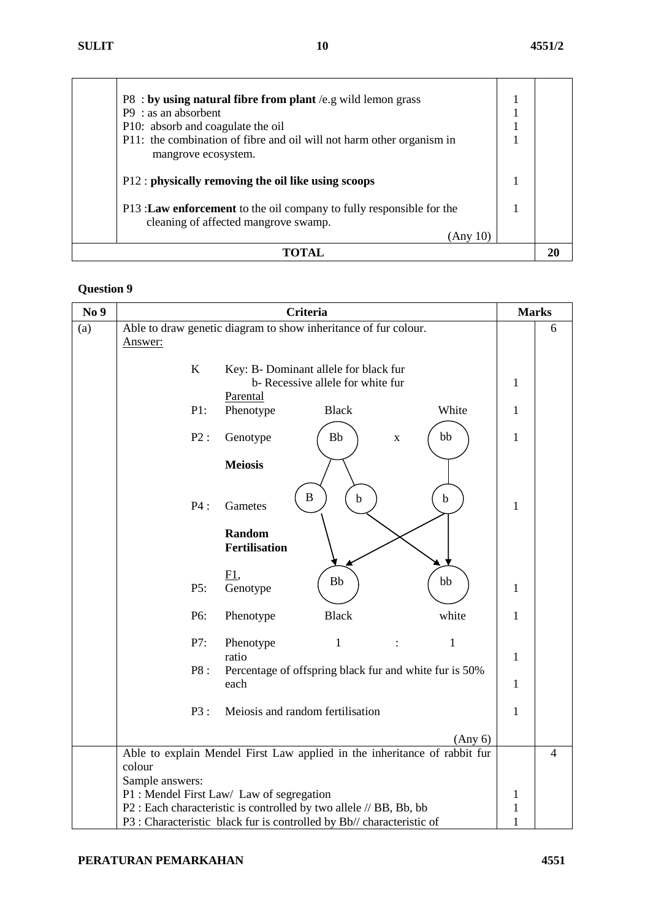| | | | |
|---|---|---|---|
| | P8 : **by using natural fibre from plant** /e.g wild lemon grass<br>P9 : as an absorbent<br>P10: absorb and coagulate the oil<br>P11: the combination of fibre and oil will not harm other organism in mangrove ecosystem.<br><br>P12 : **physically removing the oil like using scoops**<br><br>P13 :**Law enforcement** to the oil company to fully responsible for the cleaning of affected mangrove swamp.<br>(Any 10) | 1<br>1<br>1<br>1<br><br><br>1<br><br>1 | |
| | **TOTAL** | | **20** |

## Question 9

| No 9 | Criteria | Marks | |
|---|---|---|---|
| (a) | Able to draw genetic diagram to show inheritance of fur colour.<br>Answer: | | 6 |
| | K Key: B- Dominant allele for black fur<br>b- Recessive allele for white fur | 1 | |
| | Parental<br>P1: Phenotype Black White | 1 | |
| | P2 : Genotype Bb x bb | 1 | |
| | **Meiosis** | | |
| | P4 : Gametes B b b | 1 | |
| | **Random Fertilisation** | | |
| | F1,<br>P5: Genotype Bb bb | 1 | |
| | P6: Phenotype Black white | 1 | |
| | P7: Phenotype ratio 1 : 1 | 1 | |
| | P8 : Percentage of offspring black fur and white fur is 50% each | 1 | |
| | P3 : Meiosis and random fertilisation | 1 | |
| | (Any 6) | | |
| | Able to explain Mendel First Law applied in the inheritance of rabbit fur colour<br>Sample answers: | | 4 |
| | P1 : Mendel First Law/ Law of segregation<br>P2 : Each characteristic is controlled by two allele // BB, Bb, bb<br>P3 : Characteristic black fur is controlled by Bb// characteristic of | 1<br>1<br>1 | |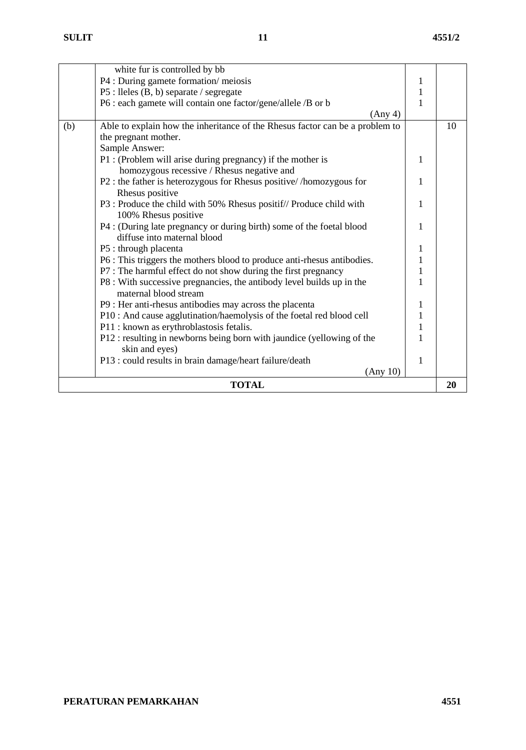| | | | |
|---|---|---|---|
| | white fur is controlled by bb<br>P4 : During gamete formation/ meiosis<br>P5 : lleles (B, b) separate / segregate<br>P6 : each gamete will contain one factor/gene/allele /B or b<br>(Any 4) | <br>1<br>1<br>1 | |
| (b) | Able to explain how the inheritance of the Rhesus factor can be a problem to the pregnant mother.<br>Sample Answer:<br>P1 : (Problem will arise during pregnancy) if the mother is homozygous recessive / Rhesus negative and<br>P2 : the father is heterozygous for Rhesus positive/ /homozygous for Rhesus positive<br>P3 : Produce the child with 50% Rhesus positif// Produce child with 100% Rhesus positive<br>P4 : (During late pregnancy or during birth) some of the foetal blood diffuse into maternal blood<br>P5 : through placenta<br>P6 : This triggers the mothers blood to produce anti-rhesus antibodies.<br>P7 : The harmful effect do not show during the first pregnancy<br>P8 : With successive pregnancies, the antibody level builds up in the maternal blood stream<br>P9 : Her anti-rhesus antibodies may across the placenta<br>P10 : And cause agglutination/haemolysis of the foetal red blood cell<br>P11 : known as erythroblastosis fetalis.<br>P12 : resulting in newborns being born with jaundice (yellowing of the skin and eyes)<br>P13 : could results in brain damage/heart failure/death<br>(Any 10) | <br><br><br>1<br>1<br>1<br>1<br>1<br>1<br>1<br>1<br>1<br>1<br>1<br>1<br>1 | 10 |
| **TOTAL** | | | **20** |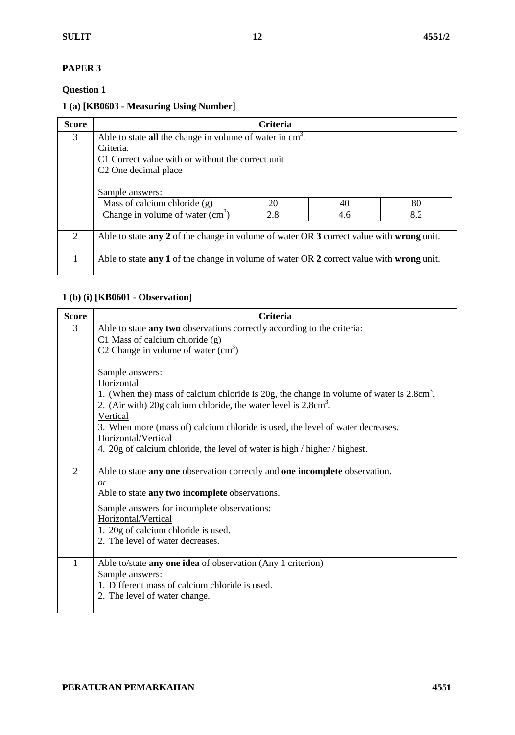## PAPER 3

### Question 1

#### 1 (a) [KB0603 - Measuring Using Number]

| Score | Criteria |
|---|---|
| 3 | Able to state **all** the change in volume of water in $cm^3$.<br>Criteria:<br>C1 Correct value with or without the correct unit<br>C2 One decimal place<br><br>Sample answers:<br>Mass of calcium chloride (g): 20, 40, 80<br>Change in volume of water ($cm^3$): 2.8, 4.6, 8.2 |
| 2 | Able to state **any 2** of the change in volume of water OR **3** correct value with **wrong** unit. |
| 1 | Able to state **any 1** of the change in volume of water OR **2** correct value with **wrong** unit. |

Sample answers table:

| Mass of calcium chloride (g) | 20 | 40 | 80 |
|---|---|---|---|
| Change in volume of water ($cm^3$) | 2.8 | 4.6 | 8.2 |

#### 1 (b) (i) [KB0601 - Observation]

| Score | Criteria |
|---|---|
| 3 | Able to state **any two** observations correctly according to the criteria:<br>C1 Mass of calcium chloride (g)<br>C2 Change in volume of water ($cm^3$)<br><br>Sample answers:<br>Horizontal<br>1. (When the) mass of calcium chloride is 20g, the change in volume of water is 2.8$cm^3$.<br>2. (Air with) 20g calcium chloride, the water level is 2.8$cm^3$.<br>Vertical<br>3. When more (mass of) calcium chloride is used, the level of water decreases.<br>Horizontal/Vertical<br>4. 20g of calcium chloride, the level of water is high / higher / highest. |
| 2 | Able to state **any one** observation correctly and **one incomplete** observation.<br>*or*<br>Able to state **any two incomplete** observations.<br><br>Sample answers for incomplete observations:<br>Horizontal/Vertical<br>1. 20g of calcium chloride is used.<br>2. The level of water decreases. |
| 1 | Able to/state **any one idea** of observation (Any 1 criterion)<br>Sample answers:<br>1. Different mass of calcium chloride is used.<br>2. The level of water change. |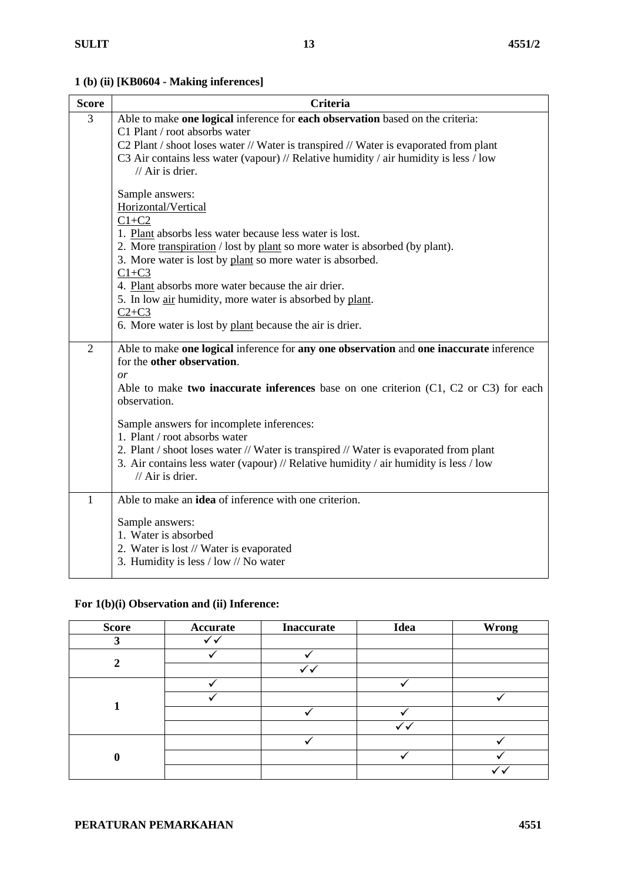**1 (b) (ii) [KB0604 - Making inferences]**

| Score | Criteria |
|---|---|
| 3 | Able to make **one logical** inference for **each observation** based on the criteria:<br>C1 Plant / root absorbs water<br>C2 Plant / shoot loses water // Water is transpired // Water is evaporated from plant<br>C3 Air contains less water (vapour) // Relative humidity / air humidity is less / low // Air is drier.<br><br>Sample answers:<br><u>Horizontal/Vertical</u><br><u>C1+C2</u><br>1. <u>Plant</u> absorbs less water because less water is lost.<br>2. More <u>transpiration</u> / lost by <u>plant</u> so more water is absorbed (by plant).<br>3. More water is lost by <u>plant</u> so more water is absorbed.<br><u>C1+C3</u><br>4. <u>Plant</u> absorbs more water because the air drier.<br>5. In low <u>air</u> humidity, more water is absorbed by <u>plant</u>.<br><u>C2+C3</u><br>6. More water is lost by <u>plant</u> because the air is drier. |
| 2 | Able to make **one logical** inference for **any one observation** and **one inaccurate** inference for the **other observation**.<br>*or*<br>Able to make **two inaccurate inferences** base on one criterion (C1, C2 or C3) for each observation.<br><br>Sample answers for incomplete inferences:<br>1. Plant / root absorbs water<br>2. Plant / shoot loses water // Water is transpired // Water is evaporated from plant<br>3. Air contains less water (vapour) // Relative humidity / air humidity is less / low // Air is drier. |
| 1 | Able to make an **idea** of inference with one criterion.<br><br>Sample answers:<br>1. Water is absorbed<br>2. Water is lost // Water is evaporated<br>3. Humidity is less / low // No water |

**For 1(b)(i) Observation and (ii) Inference:**

| Score | Accurate | Inaccurate | Idea | Wrong |
|---|---|---|---|---|
| **3** | ✓✓ | | | |
| **2** | ✓ | ✓ | | |
| | | ✓✓ | | |
| **1** | ✓ | | ✓ | |
| | ✓ | | | ✓ |
| | | ✓ | ✓ | |
| | | | ✓✓ | |
| **0** | | ✓ | | ✓ |
| | | | ✓ | ✓ |
| | | | | ✓✓ |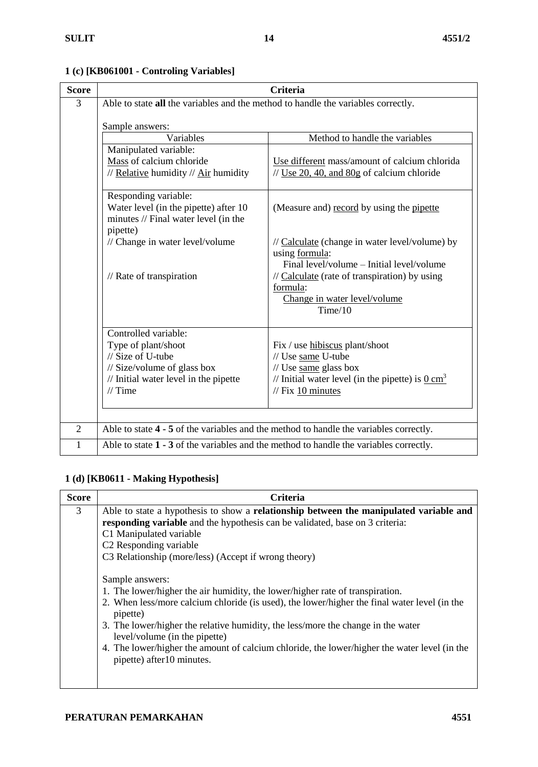### 1 (c) [KB061001 - Controling Variables]

| Score | Criteria |
|---|---|
| 3 | Able to state **all** the variables and the method to handle the variables correctly.<br><br>Sample answers: (see table below) |
| 2 | Able to state **4 - 5** of the variables and the method to handle the variables correctly. |
| 1 | Able to state **1 - 3** of the variables and the method to handle the variables correctly. |

Sample answers (Score 3):

| Variables | Method to handle the variables |
|---|---|
| Manipulated variable:<br>Mass of calcium chloride<br>// Relative humidity // Air humidity | Use different mass/amount of calcium chlorida<br>// Use 20, 40, and 80g of calcium chloride |
| Responding variable:<br>Water level (in the pipette) after 10 minutes // Final water level (in the pipette)<br>// Change in water level/volume<br><br>// Rate of transpiration | (Measure and) record by using the pipette<br><br>// Calculate (change in water level/volume) by using formula:<br>Final level/volume – Initial level/volume<br>// Calculate (rate of transpiration) by using formula:<br>$\frac{\text{Change in water level/volume}}{\text{Time/10}}$ |
| Controlled variable:<br>Type of plant/shoot<br>// Size of U-tube<br>// Size/volume of glass box<br>// Initial water level in the pipette<br>// Time | Fix / use hibiscus plant/shoot<br>// Use same U-tube<br>// Use same glass box<br>// Initial water level (in the pipette) is $0\ cm^3$<br>// Fix 10 minutes |

### 1 (d) [KB0611 - Making Hypothesis]

| Score | Criteria |
|---|---|
| 3 | Able to state a hypothesis to show a **relationship between the manipulated variable and responding variable** and the hypothesis can be validated, base on 3 criteria:<br>C1 Manipulated variable<br>C2 Responding variable<br>C3 Relationship (more/less) (Accept if wrong theory)<br><br>Sample answers:<br>1. The lower/higher the air humidity, the lower/higher rate of transpiration.<br>2. When less/more calcium chloride (is used), the lower/higher the final water level (in the pipette)<br>3. The lower/higher the relative humidity, the less/more the change in the water level/volume (in the pipette)<br>4. The lower/higher the amount of calcium chloride, the lower/higher the water level (in the pipette) after10 minutes. |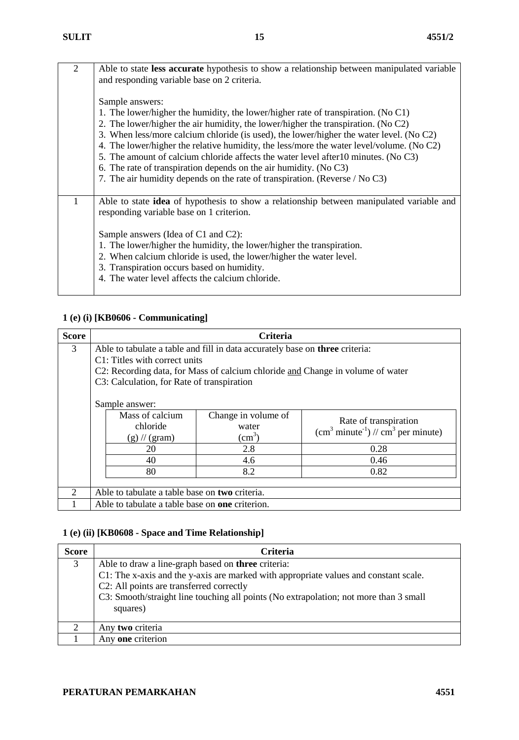| | |
|---|---|
| 2 | Able to state **less accurate** hypothesis to show a relationship between manipulated variable and responding variable base on 2 criteria.<br><br>Sample answers:<br>1. The lower/higher the humidity, the lower/higher rate of transpiration. (No C1)<br>2. The lower/higher the air humidity, the lower/higher the transpiration. (No C2)<br>3. When less/more calcium chloride (is used), the lower/higher the water level. (No C2)<br>4. The lower/higher the relative humidity, the less/more the water level/volume. (No C2)<br>5. The amount of calcium chloride affects the water level after10 minutes. (No C3)<br>6. The rate of transpiration depends on the air humidity. (No C3)<br>7. The air humidity depends on the rate of transpiration. (Reverse / No C3) |
| 1 | Able to state **idea** of hypothesis to show a relationship between manipulated variable and responding variable base on 1 criterion.<br><br>Sample answers (Idea of C1 and C2):<br>1. The lower/higher the humidity, the lower/higher the transpiration.<br>2. When calcium chloride is used, the lower/higher the water level.<br>3. Transpiration occurs based on humidity.<br>4. The water level affects the calcium chloride. |

### 1 (e) (i) [KB0606 - Communicating]

| Score | Criteria |
|---|---|
| 3 | Able to tabulate a table and fill in data accurately base on **three** criteria:<br>C1: Titles with correct units<br>C2: Recording data, for Mass of calcium chloride and Change in volume of water<br>C3: Calculation, for Rate of transpiration<br><br>Sample answer: |
| 2 | Able to tabulate a table base on **two** criteria. |
| 1 | Able to tabulate a table base on **one** criterion. |

Sample answer (for Score 3):

| Mass of calcium chloride (g) // (gram) | Change in volume of water ($cm^3$) | Rate of transpiration ($cm^3$ $minute^{-1}$) // $cm^3$ per minute) |
|---|---|---|
| 20 | 2.8 | 0.28 |
| 40 | 4.6 | 0.46 |
| 80 | 8.2 | 0.82 |

### 1 (e) (ii) [KB0608 - Space and Time Relationship]

| Score | Criteria |
|---|---|
| 3 | Able to draw a line-graph based on **three** criteria:<br>C1: The x-axis and the y-axis are marked with appropriate values and constant scale.<br>C2: All points are transferred correctly<br>C3: Smooth/straight line touching all points (No extrapolation; not more than 3 small squares) |
| 2 | Any **two** criteria |
| 1 | Any **one** criterion |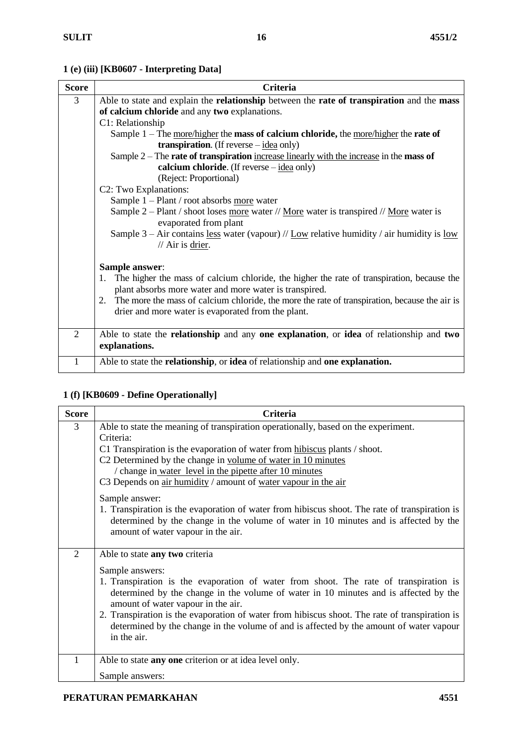**1 (e) (iii) [KB0607 - Interpreting Data]**

| Score | Criteria |
|---|---|
| 3 | Able to state and explain the **relationship** between the **rate of transpiration** and the **mass of calcium chloride** and any **two** explanations.<br>C1: Relationship<br>Sample 1 – The more/higher the **mass of calcium chloride,** the more/higher the **rate of transpiration**. (If reverse – idea only)<br>Sample 2 – The **rate of transpiration** increase linearly with the increase in the **mass of calcium chloride**. (If reverse – idea only)<br>(Reject: Proportional)<br>C2: Two Explanations:<br>Sample 1 – Plant / root absorbs more water<br>Sample 2 – Plant / shoot loses more water // More water is transpired // More water is evaporated from plant<br>Sample 3 – Air contains less water (vapour) // Low relative humidity / air humidity is low // Air is drier.<br><br>**Sample answer**:<br>1. The higher the mass of calcium chloride, the higher the rate of transpiration, because the plant absorbs more water and more water is transpired.<br>2. The more the mass of calcium chloride, the more the rate of transpiration, because the air is drier and more water is evaporated from the plant. |
| 2 | Able to state the **relationship** and any **one explanation**, or **idea** of relationship and **two explanations.** |
| 1 | Able to state the **relationship**, or **idea** of relationship and **one explanation.** |

**1 (f) [KB0609 - Define Operationally]**

| Score | Criteria |
|---|---|
| 3 | Able to state the meaning of transpiration operationally, based on the experiment.<br>Criteria:<br>C1 Transpiration is the evaporation of water from hibiscus plants / shoot.<br>C2 Determined by the change in volume of water in 10 minutes / change in water level in the pipette after 10 minutes<br>C3 Depends on air humidity / amount of water vapour in the air<br><br>Sample answer:<br>1. Transpiration is the evaporation of water from hibiscus shoot. The rate of transpiration is determined by the change in the volume of water in 10 minutes and is affected by the amount of water vapour in the air. |
| 2 | Able to state **any two** criteria<br><br>Sample answers:<br>1. Transpiration is the evaporation of water from shoot. The rate of transpiration is determined by the change in the volume of water in 10 minutes and is affected by the amount of water vapour in the air.<br>2. Transpiration is the evaporation of water from hibiscus shoot. The rate of transpiration is determined by the change in the volume of and is affected by the amount of water vapour in the air. |
| 1 | Able to state **any one** criterion or at idea level only.<br><br>Sample answers: |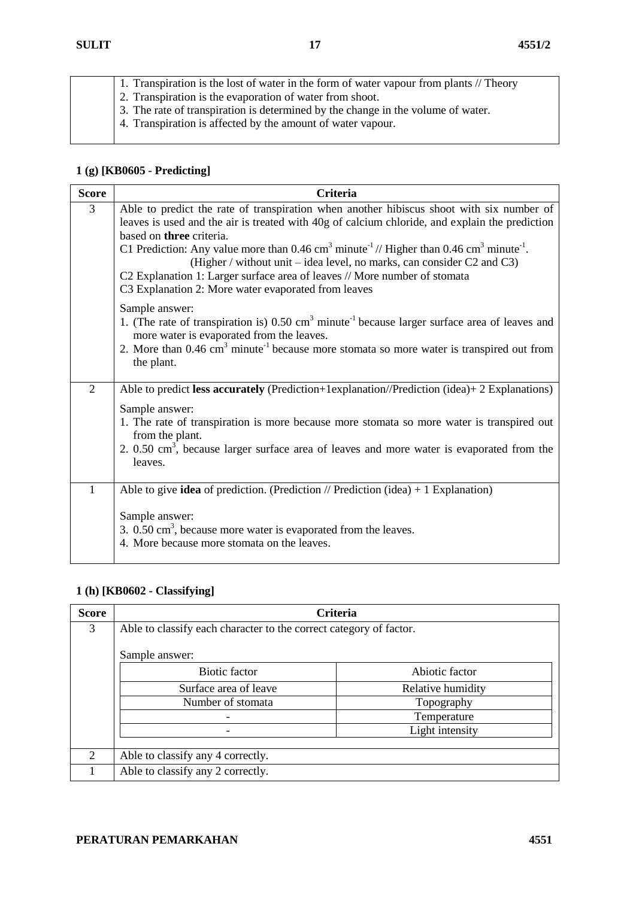| | |
|---|---|
| | 1. Transpiration is the lost of water in the form of water vapour from plants // Theory<br>2. Transpiration is the evaporation of water from shoot.<br>3. The rate of transpiration is determined by the change in the volume of water.<br>4. Transpiration is affected by the amount of water vapour. |

### 1 (g) [KB0605 - Predicting]

| Score | Criteria |
|---|---|
| 3 | Able to predict the rate of transpiration when another hibiscus shoot with six number of leaves is used and the air is treated with 40g of calcium chloride, and explain the prediction based on **three** criteria.<br>C1 Prediction: Any value more than 0.46 $cm^3$ $minute^{-1}$ // Higher than 0.46 $cm^3$ $minute^{-1}$.<br>(Higher / without unit – idea level, no marks, can consider C2 and C3)<br>C2 Explanation 1: Larger surface area of leaves // More number of stomata<br>C3 Explanation 2: More water evaporated from leaves<br><br>Sample answer:<br>1. (The rate of transpiration is) 0.50 $cm^3$ $minute^{-1}$ because larger surface area of leaves and more water is evaporated from the leaves.<br>2. More than 0.46 $cm^3$ $minute^{-1}$ because more stomata so more water is transpired out from the plant. |
| 2 | Able to predict **less accurately** (Prediction+1explanation//Prediction (idea)+ 2 Explanations)<br><br>Sample answer:<br>1. The rate of transpiration is more because more stomata so more water is transpired out from the plant.<br>2. 0.50 $cm^3$, because larger surface area of leaves and more water is evaporated from the leaves. |
| 1 | Able to give **idea** of prediction. (Prediction // Prediction (idea) + 1 Explanation)<br><br>Sample answer:<br>3. 0.50 $cm^3$, because more water is evaporated from the leaves.<br>4. More because more stomata on the leaves. |

### 1 (h) [KB0602 - Classifying]

| Score | Criteria |
|---|---|
| 3 | Able to classify each character to the correct category of factor.<br><br>Sample answer: |
| 2 | Able to classify any 4 correctly. |
| 1 | Able to classify any 2 correctly. |

| Biotic factor | Abiotic factor |
|---|---|
| Surface area of leave | Relative humidity |
| Number of stomata | Topography |
| - | Temperature |
| - | Light intensity |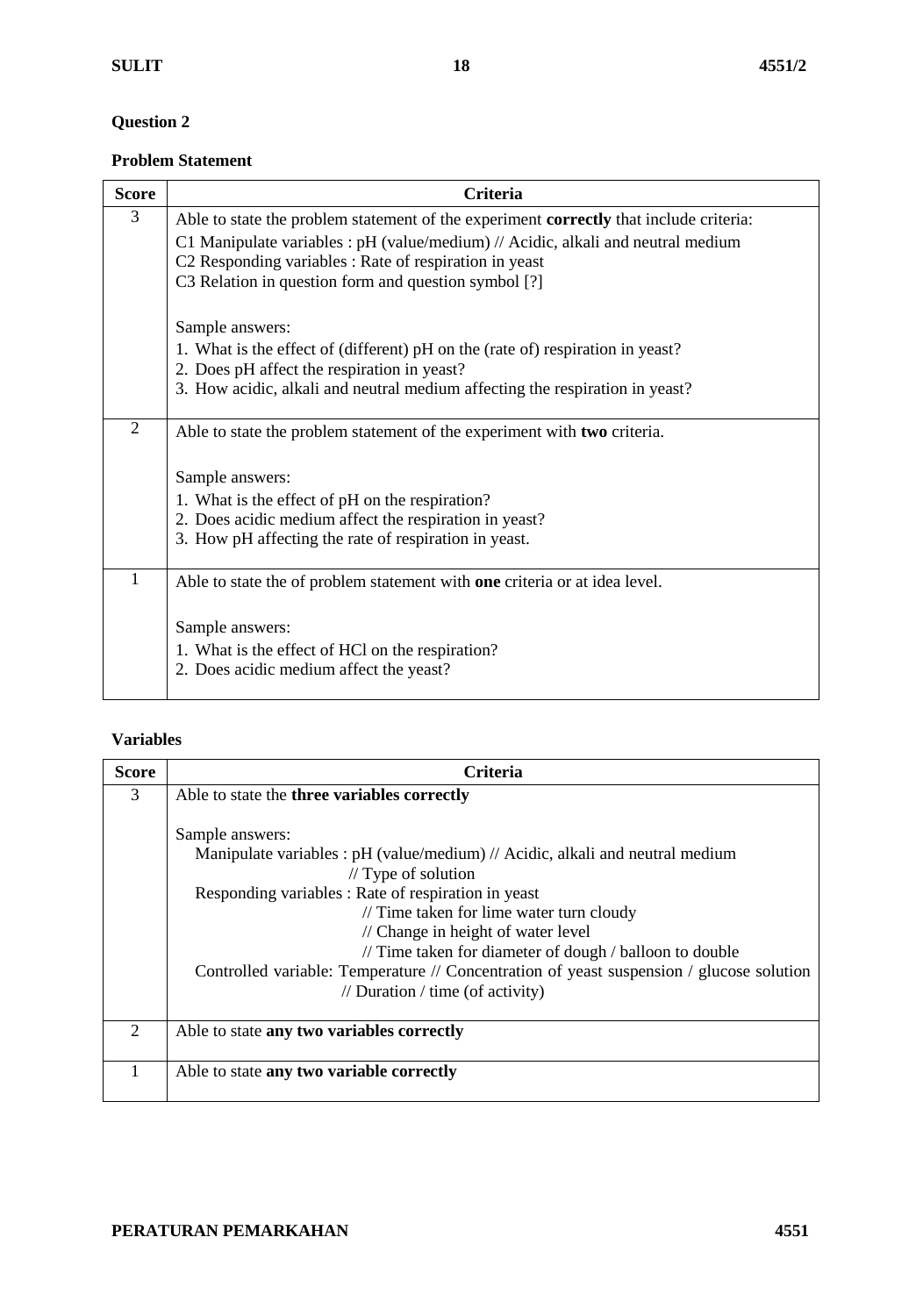**Question 2**

**Problem Statement**

| Score | Criteria |
|---|---|
| 3 | Able to state the problem statement of the experiment **correctly** that include criteria:<br>C1 Manipulate variables : pH (value/medium) // Acidic, alkali and neutral medium<br>C2 Responding variables : Rate of respiration in yeast<br>C3 Relation in question form and question symbol [?]<br><br>Sample answers:<br>1. What is the effect of (different) pH on the (rate of) respiration in yeast?<br>2. Does pH affect the respiration in yeast?<br>3. How acidic, alkali and neutral medium affecting the respiration in yeast? |
| 2 | Able to state the problem statement of the experiment with **two** criteria.<br><br>Sample answers:<br>1. What is the effect of pH on the respiration?<br>2. Does acidic medium affect the respiration in yeast?<br>3. How pH affecting the rate of respiration in yeast. |
| 1 | Able to state the of problem statement with **one** criteria or at idea level.<br><br>Sample answers:<br>1. What is the effect of HCl on the respiration?<br>2. Does acidic medium affect the yeast? |

**Variables**

| Score | Criteria |
|---|---|
| 3 | Able to state the **three variables correctly**<br><br>Sample answers:<br>Manipulate variables : pH (value/medium) // Acidic, alkali and neutral medium // Type of solution<br>Responding variables : Rate of respiration in yeast // Time taken for lime water turn cloudy // Change in height of water level // Time taken for diameter of dough / balloon to double<br>Controlled variable: Temperature // Concentration of yeast suspension / glucose solution // Duration / time (of activity) |
| 2 | Able to state **any two variables correctly** |
| 1 | Able to state **any two variable correctly** |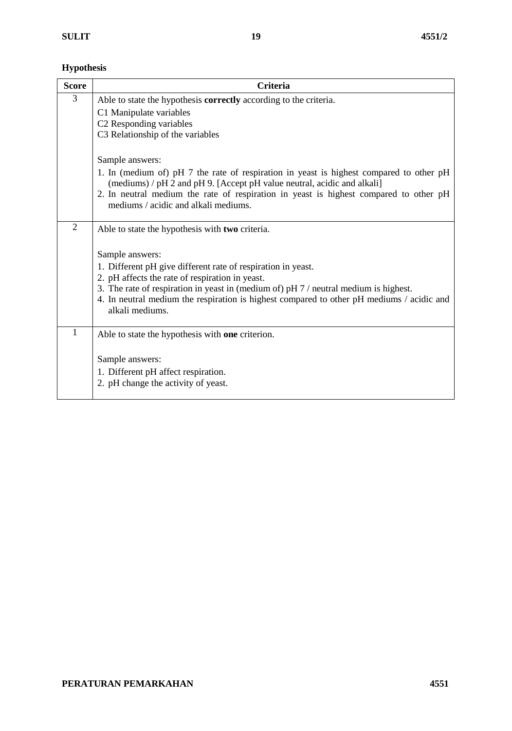**Hypothesis**

| Score | Criteria |
|---|---|
| 3 | Able to state the hypothesis **correctly** according to the criteria.<br>C1 Manipulate variables<br>C2 Responding variables<br>C3 Relationship of the variables<br><br>Sample answers:<br>1. In (medium of) pH 7 the rate of respiration in yeast is highest compared to other pH (mediums) / pH 2 and pH 9. [Accept pH value neutral, acidic and alkali]<br>2. In neutral medium the rate of respiration in yeast is highest compared to other pH mediums / acidic and alkali mediums. |
| 2 | Able to state the hypothesis with **two** criteria.<br><br>Sample answers:<br>1. Different pH give different rate of respiration in yeast.<br>2. pH affects the rate of respiration in yeast.<br>3. The rate of respiration in yeast in (medium of) pH 7 / neutral medium is highest.<br>4. In neutral medium the respiration is highest compared to other pH mediums / acidic and alkali mediums. |
| 1 | Able to state the hypothesis with **one** criterion.<br><br>Sample answers:<br>1. Different pH affect respiration.<br>2. pH change the activity of yeast. |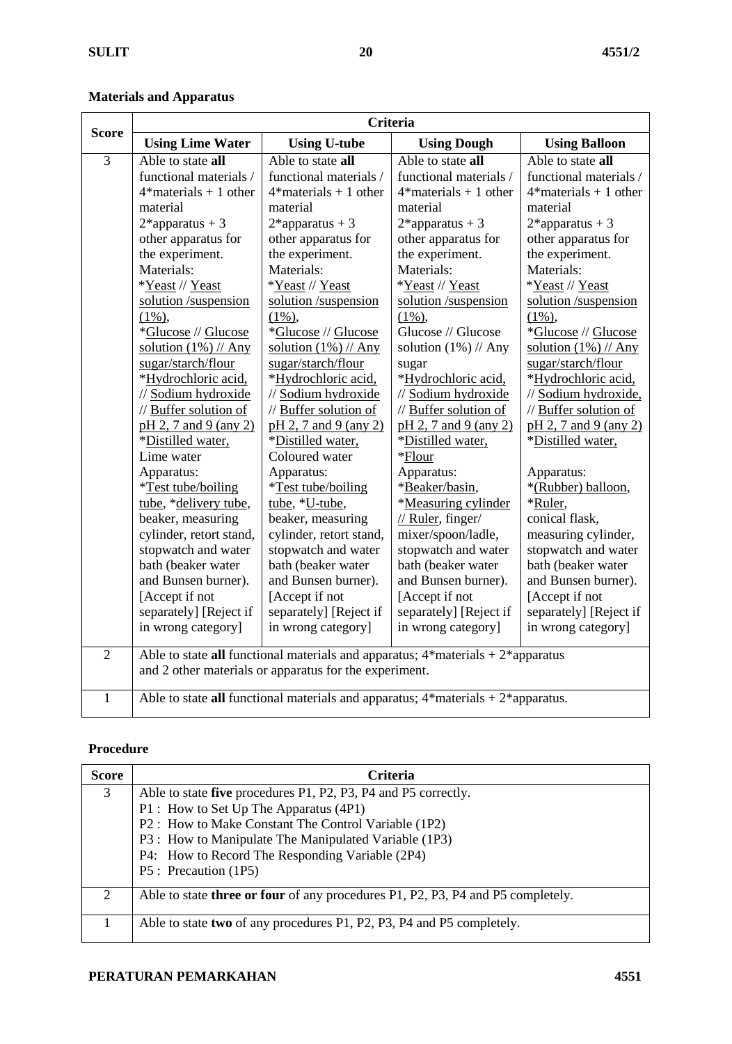**Materials and Apparatus**

| Score | Criteria | | | |
|---|---|---|---|---|
| | **Using Lime Water** | **Using U-tube** | **Using Dough** | **Using Balloon** |
| 3 | Able to state **all** functional materials / 4*materials + 1 other material 2*apparatus + 3 other apparatus for the experiment. Materials: *Yeast // Yeast solution /suspension (1%), *Glucose // Glucose solution (1%) // Any sugar/starch/flour *Hydrochloric acid, // Sodium hydroxide // Buffer solution of pH 2, 7 and 9 (any 2) *Distilled water, Lime water Apparatus: *Test tube/boiling tube, *delivery tube, beaker, measuring cylinder, retort stand, stopwatch and water bath (beaker water and Bunsen burner). [Accept if not separately] [Reject if in wrong category] | Able to state **all** functional materials / 4*materials + 1 other material 2*apparatus + 3 other apparatus for the experiment. Materials: *Yeast // Yeast solution /suspension (1%), *Glucose // Glucose solution (1%) // Any sugar/starch/flour *Hydrochloric acid, // Sodium hydroxide // Buffer solution of pH 2, 7 and 9 (any 2) *Distilled water, Coloured water Apparatus: *Test tube/boiling tube, *U-tube, beaker, measuring cylinder, retort stand, stopwatch and water bath (beaker water and Bunsen burner). [Accept if not separately] [Reject if in wrong category] | Able to state **all** functional materials / 4*materials + 1 other material 2*apparatus + 3 other apparatus for the experiment. Materials: *Yeast // Yeast solution /suspension (1%), Glucose // Glucose solution (1%) // Any sugar *Hydrochloric acid, // Sodium hydroxide // Buffer solution of pH 2, 7 and 9 (any 2) *Distilled water, *Flour Apparatus: *Beaker/basin, *Measuring cylinder // Ruler, finger/ mixer/spoon/ladle, stopwatch and water bath (beaker water and Bunsen burner). [Accept if not separately] [Reject if in wrong category] | Able to state **all** functional materials / 4*materials + 1 other material 2*apparatus + 3 other apparatus for the experiment. Materials: *Yeast // Yeast solution /suspension (1%), *Glucose // Glucose solution (1%) // Any sugar/starch/flour *Hydrochloric acid, // Sodium hydroxide, // Buffer solution of pH 2, 7 and 9 (any 2) *Distilled water, Apparatus: *(Rubber) balloon, *Ruler, conical flask, measuring cylinder, stopwatch and water bath (beaker water and Bunsen burner). [Accept if not separately] [Reject if in wrong category] |
| 2 | Able to state **all** functional materials and apparatus; 4*materials + 2*apparatus and 2 other materials or apparatus for the experiment. | | | |
| 1 | Able to state **all** functional materials and apparatus; 4*materials + 2*apparatus. | | | |

**Procedure**

| Score | Criteria |
|---|---|
| 3 | Able to state **five** procedures P1, P2, P3, P4 and P5 correctly.<br>P1 : How to Set Up The Apparatus (4P1)<br>P2 : How to Make Constant The Control Variable (1P2)<br>P3 : How to Manipulate The Manipulated Variable (1P3)<br>P4: How to Record The Responding Variable (2P4)<br>P5 : Precaution (1P5) |
| 2 | Able to state **three or four** of any procedures P1, P2, P3, P4 and P5 completely. |
| 1 | Able to state **two** of any procedures P1, P2, P3, P4 and P5 completely. |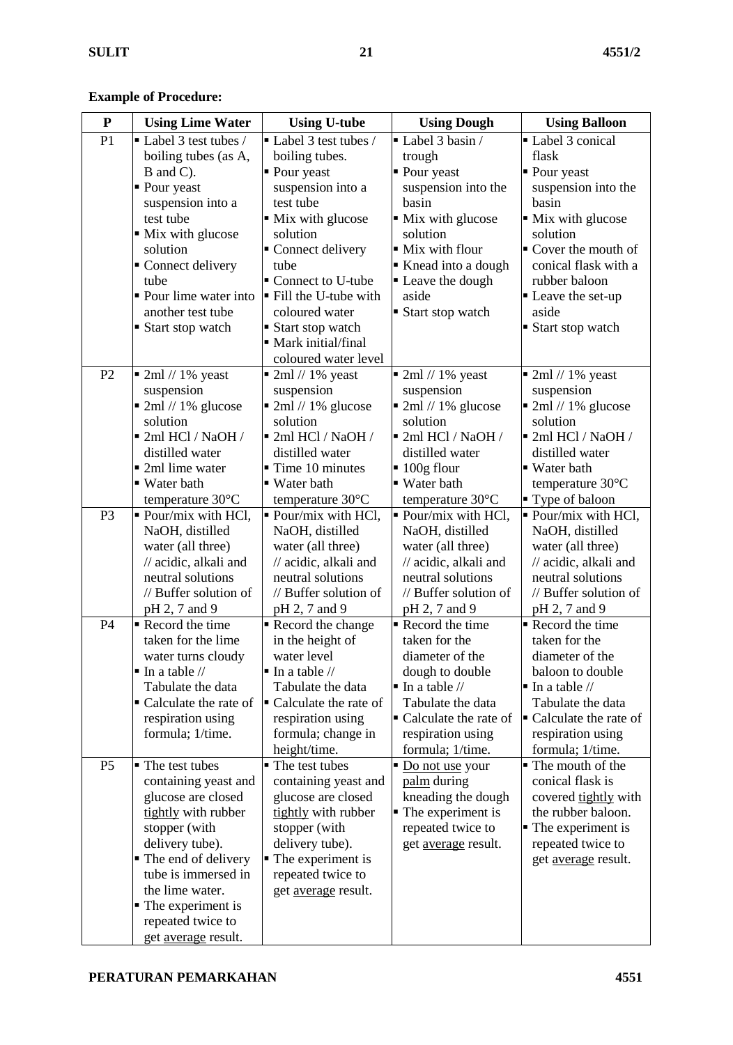**Example of Procedure:**

| P | Using Lime Water | Using U-tube | Using Dough | Using Balloon |
|---|---|---|---|---|
| P1 | ▪ Label 3 test tubes / boiling tubes (as A, B and C).<br>▪ Pour yeast suspension into a test tube<br>▪ Mix with glucose solution<br>▪ Connect delivery tube<br>▪ Pour lime water into another test tube<br>▪ Start stop watch | ▪ Label 3 test tubes / boiling tubes.<br>▪ Pour yeast suspension into a test tube<br>▪ Mix with glucose solution<br>▪ Connect delivery tube<br>▪ Connect to U-tube<br>▪ Fill the U-tube with coloured water<br>▪ Start stop watch<br>▪ Mark initial/final coloured water level | ▪ Label 3 basin / trough<br>▪ Pour yeast suspension into the basin<br>▪ Mix with glucose solution<br>▪ Mix with flour<br>▪ Knead into a dough<br>▪ Leave the dough aside<br>▪ Start stop watch | ▪ Label 3 conical flask<br>▪ Pour yeast suspension into the basin<br>▪ Mix with glucose solution<br>▪ Cover the mouth of conical flask with a rubber baloon<br>▪ Leave the set-up aside<br>▪ Start stop watch |
| P2 | ▪ 2ml // 1% yeast suspension<br>▪ 2ml // 1% glucose solution<br>▪ 2ml HCl / NaOH / distilled water<br>▪ 2ml lime water<br>▪ Water bath temperature 30°C | ▪ 2ml // 1% yeast suspension<br>▪ 2ml // 1% glucose solution<br>▪ 2ml HCl / NaOH / distilled water<br>▪ Time 10 minutes<br>▪ Water bath temperature 30°C | ▪ 2ml // 1% yeast suspension<br>▪ 2ml // 1% glucose solution<br>▪ 2ml HCl / NaOH / distilled water<br>▪ 100g flour<br>▪ Water bath temperature 30°C | ▪ 2ml // 1% yeast suspension<br>▪ 2ml // 1% glucose solution<br>▪ 2ml HCl / NaOH / distilled water<br>▪ Water bath temperature 30°C<br>▪ Type of baloon |
| P3 | ▪ Pour/mix with HCl, NaOH, distilled water (all three) // acidic, alkali and neutral solutions // Buffer solution of pH 2, 7 and 9 | ▪ Pour/mix with HCl, NaOH, distilled water (all three) // acidic, alkali and neutral solutions // Buffer solution of pH 2, 7 and 9 | ▪ Pour/mix with HCl, NaOH, distilled water (all three) // acidic, alkali and neutral solutions // Buffer solution of pH 2, 7 and 9 | ▪ Pour/mix with HCl, NaOH, distilled water (all three) // acidic, alkali and neutral solutions // Buffer solution of pH 2, 7 and 9 |
| P4 | ▪ Record the time taken for the lime water turns cloudy<br>▪ In a table // Tabulate the data<br>▪ Calculate the rate of respiration using formula; 1/time. | ▪ Record the change in the height of water level<br>▪ In a table // Tabulate the data<br>▪ Calculate the rate of respiration using formula; change in height/time. | ▪ Record the time taken for the diameter of the dough to double<br>▪ In a table // Tabulate the data<br>▪ Calculate the rate of respiration using formula; 1/time. | ▪ Record the time taken for the diameter of the baloon to double<br>▪ In a table // Tabulate the data<br>▪ Calculate the rate of respiration using formula; 1/time. |
| P5 | ▪ The test tubes containing yeast and glucose are closed <u>tightly</u> with rubber stopper (with delivery tube).<br>▪ The end of delivery tube is immersed in the lime water.<br>▪ The experiment is repeated twice to get <u>average</u> result. | ▪ The test tubes containing yeast and glucose are closed <u>tightly</u> with rubber stopper (with delivery tube).<br>▪ The experiment is repeated twice to get <u>average</u> result. | ▪ <u>Do not use</u> your <u>palm</u> during kneading the dough<br>▪ The experiment is repeated twice to get <u>average</u> result. | ▪ The mouth of the conical flask is covered <u>tightly</u> with the rubber baloon.<br>▪ The experiment is repeated twice to get <u>average</u> result. |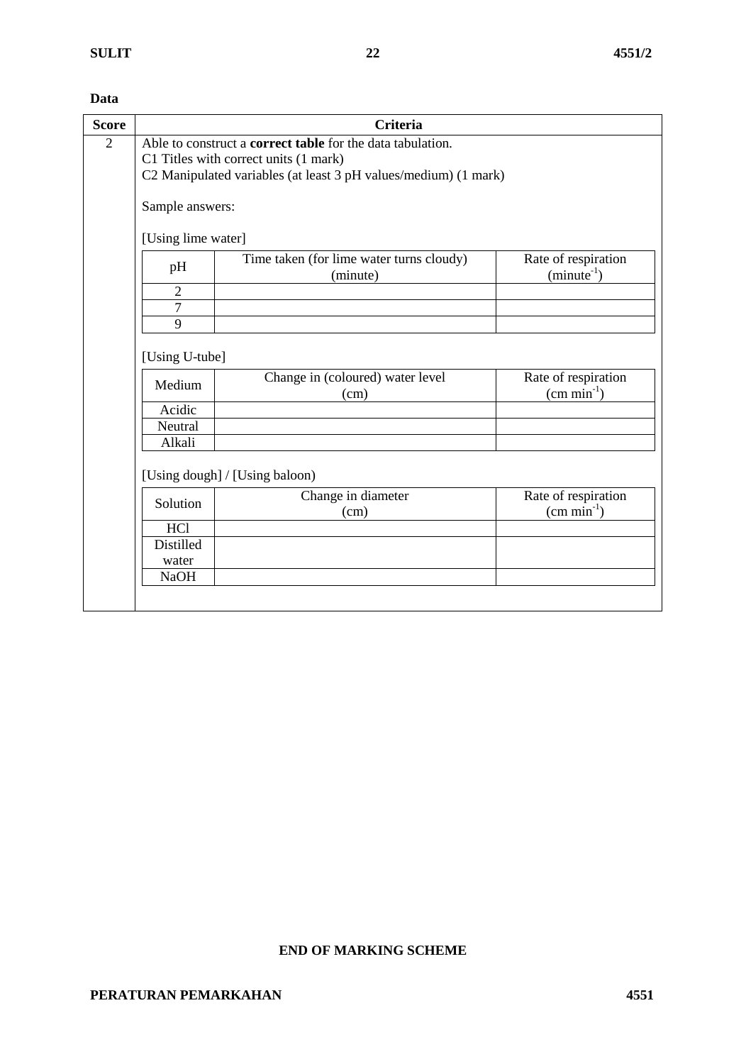**Data**

| Score | Criteria |
|---|---|
| 2 | Able to construct a **correct table** for the data tabulation.<br>C1 Titles with correct units (1 mark)<br>C2 Manipulated variables (at least 3 pH values/medium) (1 mark) |

Sample answers:

[Using lime water]

| pH | Time taken (for lime water turns cloudy) (minute) | Rate of respiration ($minute^{-1}$) |
|---|---|---|
| 2 | | |
| 7 | | |
| 9 | | |

[Using U-tube]

| Medium | Change in (coloured) water level (cm) | Rate of respiration ($cm\ min^{-1}$) |
|---|---|---|
| Acidic | | |
| Neutral | | |
| Alkali | | |

[Using dough] / [Using baloon]

| Solution | Change in diameter (cm) | Rate of respiration ($cm\ min^{-1}$) |
|---|---|---|
| HCl | | |
| Distilled water | | |
| NaOH | | |

**END OF MARKING SCHEME**